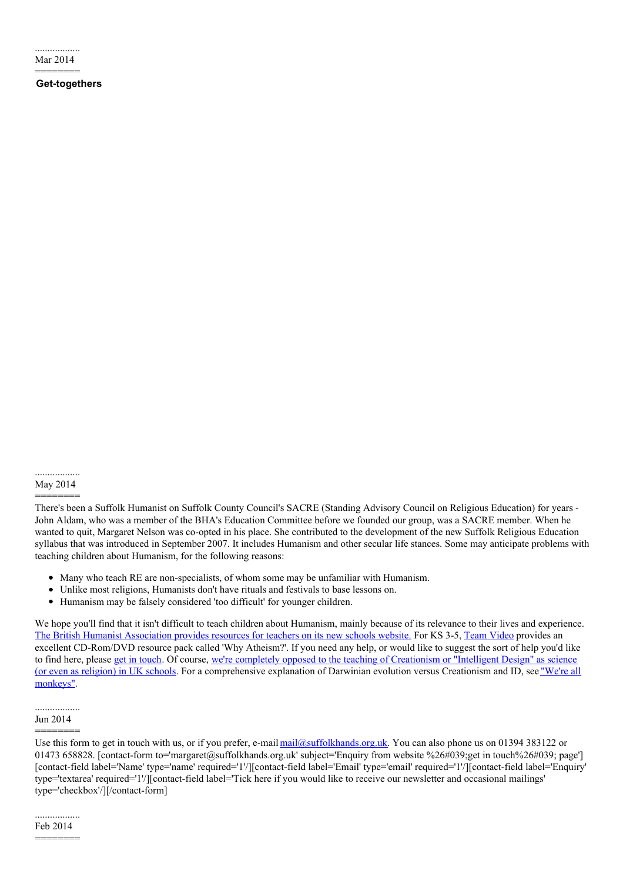..................
Mar 2014
========

**Get-togethers**

..................
May 2014
========

There's been a Suffolk Humanist on Suffolk County Council's SACRE (Standing Advisory Council on Religious Education) for years - John Aldam, who was a member of the BHA's Education Committee before we founded our group, was a SACRE member. When he wanted to quit, Margaret Nelson was co-opted in his place. She contributed to the development of the new Suffolk Religious Education syllabus that was introduced in September 2007. It includes Humanism and other secular life stances. Some may anticipate problems with teaching children about Humanism, for the following reasons:

- Many who teach RE are non-specialists, of whom some may be unfamiliar with Humanism.
- Unlike most religions, Humanists don't have rituals and festivals to base lessons on.
- Humanism may be falsely considered 'too difficult' for younger children.

We hope you'll find that it isn't difficult to teach children about Humanism, mainly because of its relevance to their lives and experience. [The British Humanist Association provides resources for teachers on its new schools website.]() For KS 3-5, [Team Video]() provides an excellent CD-Rom/DVD resource pack called 'Why Atheism?'. If you need any help, or would like to suggest the sort of help you'd like to find here, please [get in touch](). Of course, [we're completely opposed to the teaching of Creationism or "Intelligent Design" as science (or even as religion) in UK schools](). For a comprehensive explanation of Darwinian evolution versus Creationism and ID, see ["We're all monkeys"]().

..................
Jun 2014
========

Use this form to get in touch with us, or if you prefer, e-mail [mail@suffolkhands.org.uk](mailto:mail@suffolkhands.org.uk). You can also phone us on 01394 383122 or 01473 658828. [contact-form to='margaret@suffolkhands.org.uk' subject='Enquiry from website %26#039;get in touch%26#039; page'][contact-field label='Name' type='name' required='1'/][contact-field label='Email' type='email' required='1'/][contact-field label='Enquiry' type='textarea' required='1'/][contact-field label='Tick here if you would like to receive our newsletter and occasional mailings' type='checkbox'/][/contact-form]

..................
Feb 2014
========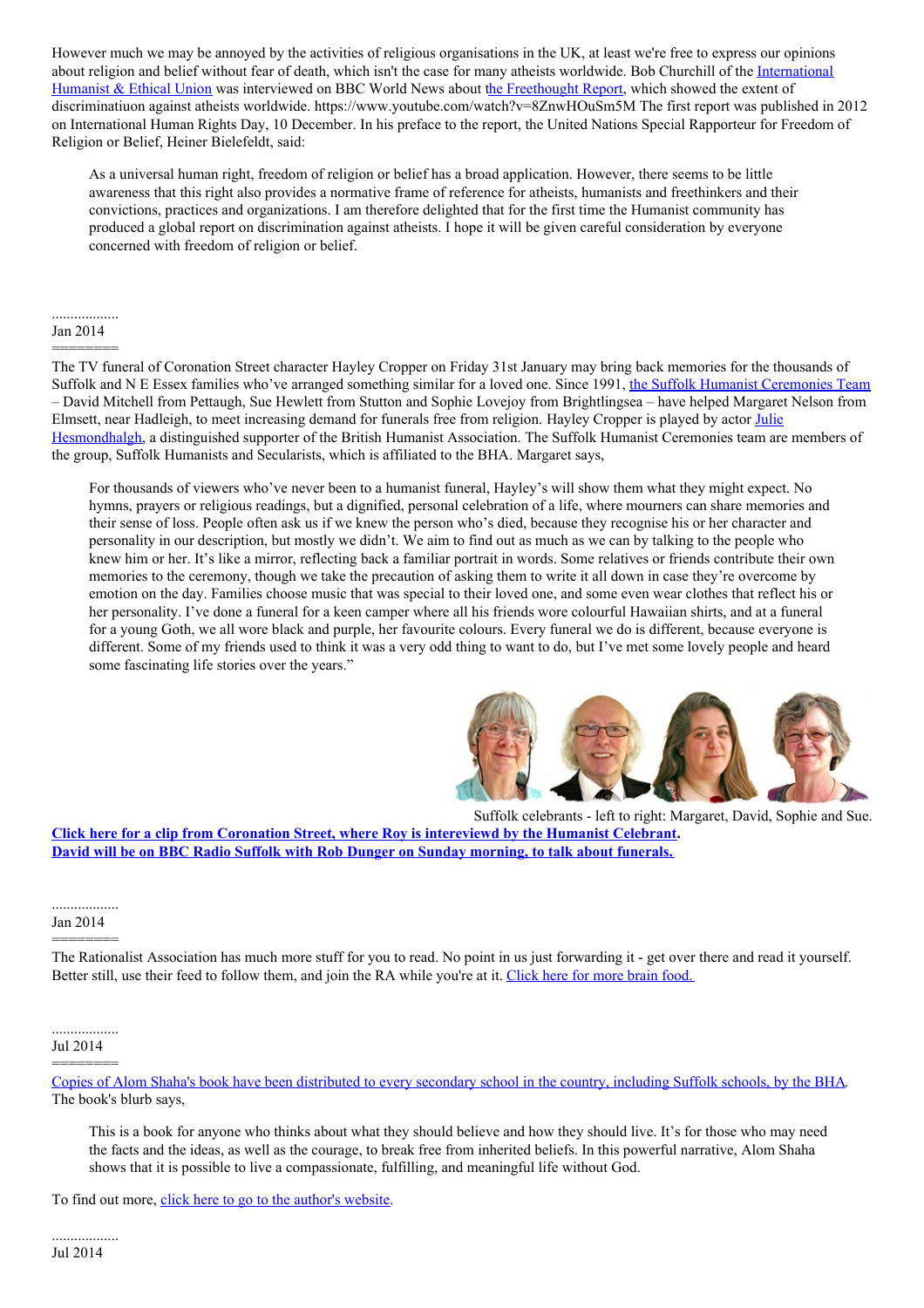However much we may be annoyed by the activities of religious organisations in the UK, at least we're free to express our opinions about religion and belief without fear of death, which isn't the case for many atheists worldwide. Bob Churchill of the International Humanist & Ethical Union was interviewed on BBC World News about the Freethought Report, which showed the extent of discriminatiuon against atheists worldwide. https://www.youtube.com/watch?v=8ZnwHOuSm5M The first report was published in 2012 on International Human Rights Day, 10 December. In his preface to the report, the United Nations Special Rapporteur for Freedom of Religion or Belief, Heiner Bielefeldt, said:

> As a universal human right, freedom of religion or belief has a broad application. However, there seems to be little awareness that this right also provides a normative frame of reference for atheists, humanists and freethinkers and their convictions, practices and organizations. I am therefore delighted that for the first time the Humanist community has produced a global report on discrimination against atheists. I hope it will be given careful consideration by everyone concerned with freedom of religion or belief.

..................
Jan 2014
========

The TV funeral of Coronation Street character Hayley Cropper on Friday 31st January may bring back memories for the thousands of Suffolk and N E Essex families who've arranged something similar for a loved one. Since 1991, the Suffolk Humanist Ceremonies Team – David Mitchell from Pettaugh, Sue Hewlett from Stutton and Sophie Lovejoy from Brightlingsea – have helped Margaret Nelson from Elmsett, near Hadleigh, to meet increasing demand for funerals free from religion. Hayley Cropper is played by actor Julie Hesmondhalgh, a distinguished supporter of the British Humanist Association. The Suffolk Humanist Ceremonies team are members of the group, Suffolk Humanists and Secularists, which is affiliated to the BHA. Margaret says,

> For thousands of viewers who've never been to a humanist funeral, Hayley's will show them what they might expect. No hymns, prayers or religious readings, but a dignified, personal celebration of a life, where mourners can share memories and their sense of loss. People often ask us if we knew the person who's died, because they recognise his or her character and personality in our description, but mostly we didn't. We aim to find out as much as we can by talking to the people who knew him or her. It's like a mirror, reflecting back a familiar portrait in words. Some relatives or friends contribute their own memories to the ceremony, though we take the precaution of asking them to write it all down in case they're overcome by emotion on the day. Families choose music that was special to their loved one, and some even wear clothes that reflect his or her personality. I've done a funeral for a keen camper where all his friends wore colourful Hawaiian shirts, and at a funeral for a young Goth, we all wore black and purple, her favourite colours. Every funeral we do is different, because everyone is different. Some of my friends used to think it was a very odd thing to want to do, but I've met some lovely people and heard some fascinating life stories over the years."

Suffolk celebrants - left to right: Margaret, David, Sophie and Sue.

**Click here for a clip from Coronation Street, where Roy is intereviewd by the Humanist Celebrant.**
**David will be on BBC Radio Suffolk with Rob Dunger on Sunday morning, to talk about funerals.**

..................
Jan 2014
========

The Rationalist Association has much more stuff for you to read. No point in us just forwarding it - get over there and read it yourself. Better still, use their feed to follow them, and join the RA while you're at it. Click here for more brain food.

..................
Jul 2014
========

Copies of Alom Shaha's book have been distributed to every secondary school in the country, including Suffolk schools, by the BHA. The book's blurb says,

> This is a book for anyone who thinks about what they should believe and how they should live. It's for those who may need the facts and the ideas, as well as the courage, to break free from inherited beliefs. In this powerful narrative, Alom Shaha shows that it is possible to live a compassionate, fulfilling, and meaningful life without God.

To find out more, click here to go to the author's website.

..................
Jul 2014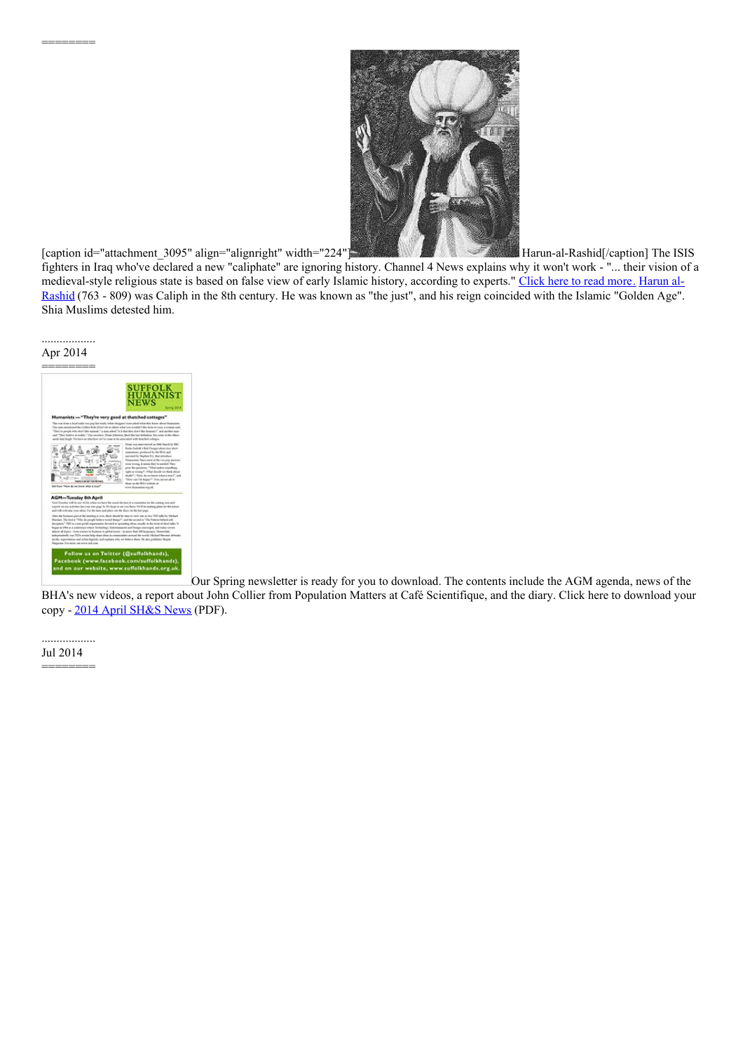========

[caption id="attachment_3095" align="alignright" width="224"] Harun-al-Rashid[/caption] The ISIS fighters in Iraq who've declared a new "caliphate" are ignoring history. Channel 4 News explains why it won't work - "... their vision of a medieval-style religious state is based on false view of early Islamic history, according to experts." Click here to read more. Harun al-Rashid (763 - 809) was Caliph in the 8th century. He was known as "the just", and his reign coincided with the Islamic "Golden Age". Shia Muslims detested him.

..................

Apr 2014

========

Our Spring newsletter is ready for you to download. The contents include the AGM agenda, news of the BHA's new videos, a report about John Collier from Population Matters at Café Scientifique, and the diary. Click here to download your copy - 2014 April SH&S News (PDF).

..................

Jul 2014

========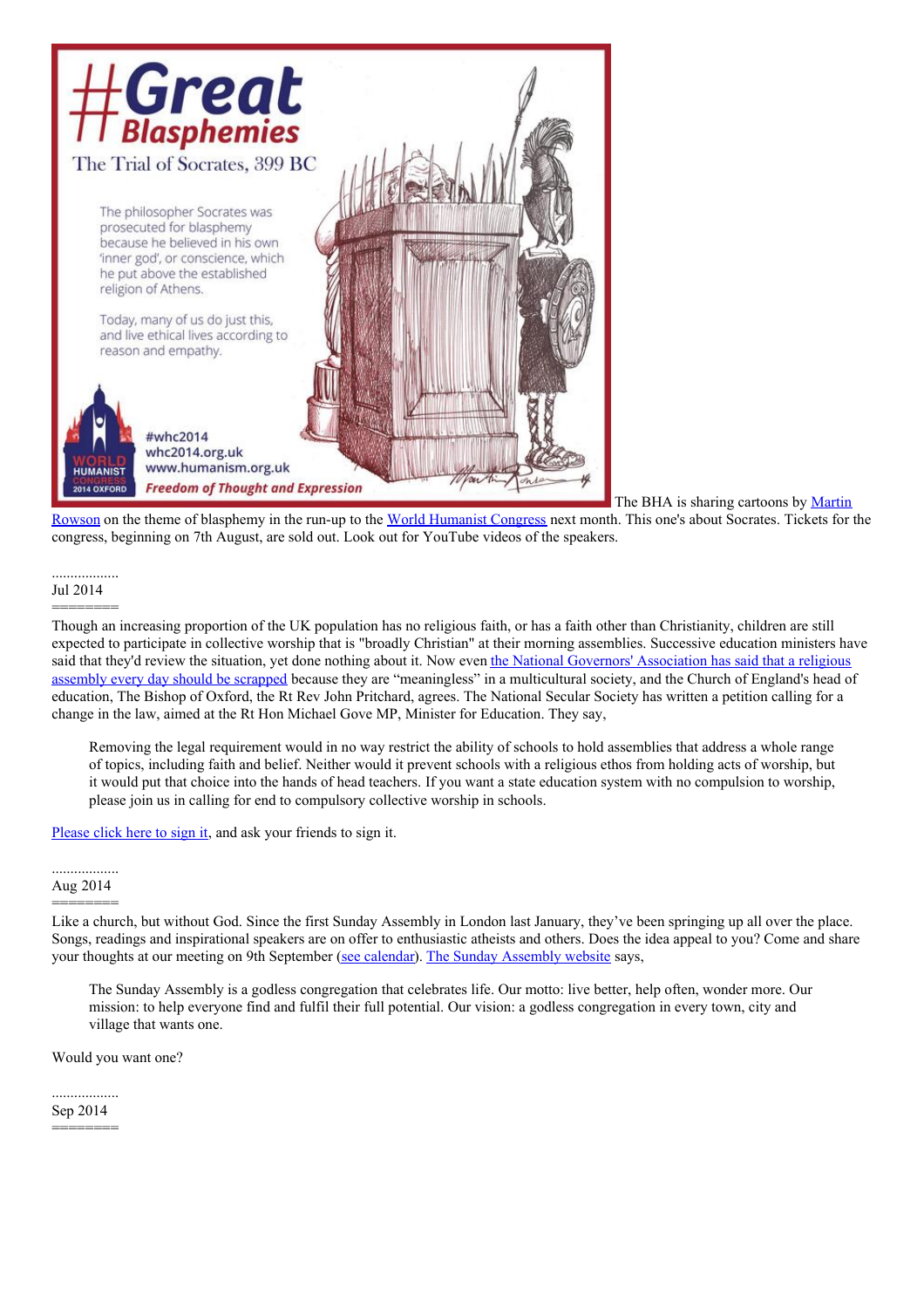The BHA is sharing cartoons by Martin Rowson on the theme of blasphemy in the run-up to the World Humanist Congress next month. This one's about Socrates. Tickets for the congress, beginning on 7th August, are sold out. Look out for YouTube videos of the speakers.

..................
Jul 2014
========

Though an increasing proportion of the UK population has no religious faith, or has a faith other than Christianity, children are still expected to participate in collective worship that is "broadly Christian" at their morning assemblies. Successive education ministers have said that they'd review the situation, yet done nothing about it. Now even the National Governors' Association has said that a religious assembly every day should be scrapped because they are "meaningless" in a multicultural society, and the Church of England's head of education, The Bishop of Oxford, the Rt Rev John Pritchard, agrees. The National Secular Society has written a petition calling for a change in the law, aimed at the Rt Hon Michael Gove MP, Minister for Education. They say,

> Removing the legal requirement would in no way restrict the ability of schools to hold assemblies that address a whole range of topics, including faith and belief. Neither would it prevent schools with a religious ethos from holding acts of worship, but it would put that choice into the hands of head teachers. If you want a state education system with no compulsion to worship, please join us in calling for end to compulsory collective worship in schools.

Please click here to sign it, and ask your friends to sign it.

..................
Aug 2014
========

Like a church, but without God. Since the first Sunday Assembly in London last January, they've been springing up all over the place. Songs, readings and inspirational speakers are on offer to enthusiastic atheists and others. Does the idea appeal to you? Come and share your thoughts at our meeting on 9th September (see calendar). The Sunday Assembly website says,

> The Sunday Assembly is a godless congregation that celebrates life. Our motto: live better, help often, wonder more. Our mission: to help everyone find and fulfil their full potential. Our vision: a godless congregation in every town, city and village that wants one.

Would you want one?

..................
Sep 2014
========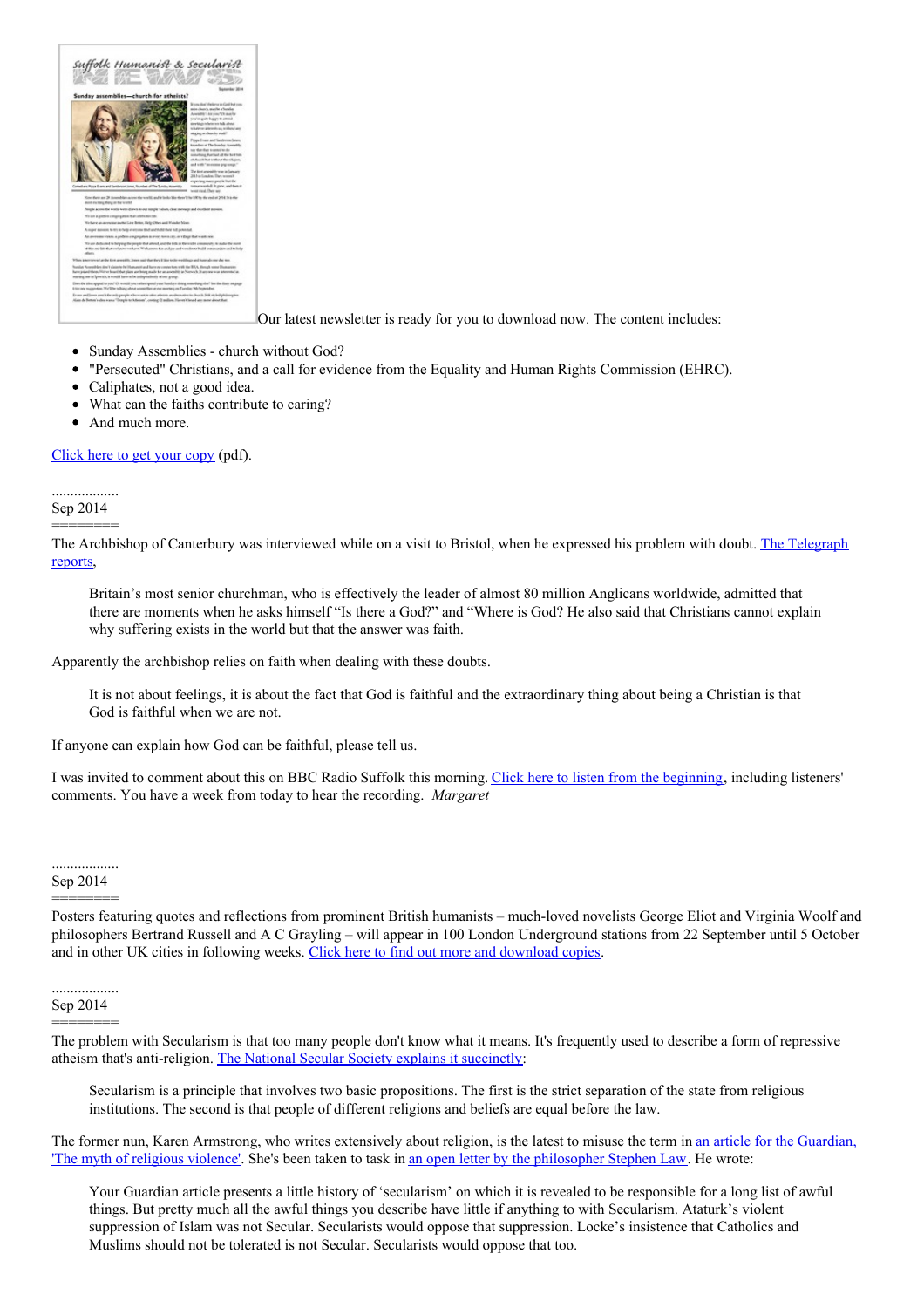Our latest newsletter is ready for you to download now. The content includes:

- Sunday Assemblies - church without God?
- "Persecuted" Christians, and a call for evidence from the Equality and Human Rights Commission (EHRC).
- Caliphates, not a good idea.
- What can the faiths contribute to caring?
- And much more.

Click here to get your copy (pdf).

..................
Sep 2014
=========

The Archbishop of Canterbury was interviewed while on a visit to Bristol, when he expressed his problem with doubt. The Telegraph reports,

> Britain's most senior churchman, who is effectively the leader of almost 80 million Anglicans worldwide, admitted that there are moments when he asks himself "Is there a God?" and "Where is God? He also said that Christians cannot explain why suffering exists in the world but that the answer was faith.

Apparently the archbishop relies on faith when dealing with these doubts.

> It is not about feelings, it is about the fact that God is faithful and the extraordinary thing about being a Christian is that God is faithful when we are not.

If anyone can explain how God can be faithful, please tell us.

I was invited to comment about this on BBC Radio Suffolk this morning. Click here to listen from the beginning, including listeners' comments. You have a week from today to hear the recording. *Margaret*

..................
Sep 2014
=========

Posters featuring quotes and reflections from prominent British humanists – much-loved novelists George Eliot and Virginia Woolf and philosophers Bertrand Russell and A C Grayling – will appear in 100 London Underground stations from 22 September until 5 October and in other UK cities in following weeks. Click here to find out more and download copies.

..................
Sep 2014
=========

The problem with Secularism is that too many people don't know what it means. It's frequently used to describe a form of repressive atheism that's anti-religion. The National Secular Society explains it succinctly:

> Secularism is a principle that involves two basic propositions. The first is the strict separation of the state from religious institutions. The second is that people of different religions and beliefs are equal before the law.

The former nun, Karen Armstrong, who writes extensively about religion, is the latest to misuse the term in an article for the Guardian, 'The myth of religious violence'. She's been taken to task in an open letter by the philosopher Stephen Law. He wrote:

> Your Guardian article presents a little history of 'secularism' on which it is revealed to be responsible for a long list of awful things. But pretty much all the awful things you describe have little if anything to with Secularism. Ataturk's violent suppression of Islam was not Secular. Secularists would oppose that suppression. Locke's insistence that Catholics and Muslims should not be tolerated is not Secular. Secularists would oppose that too.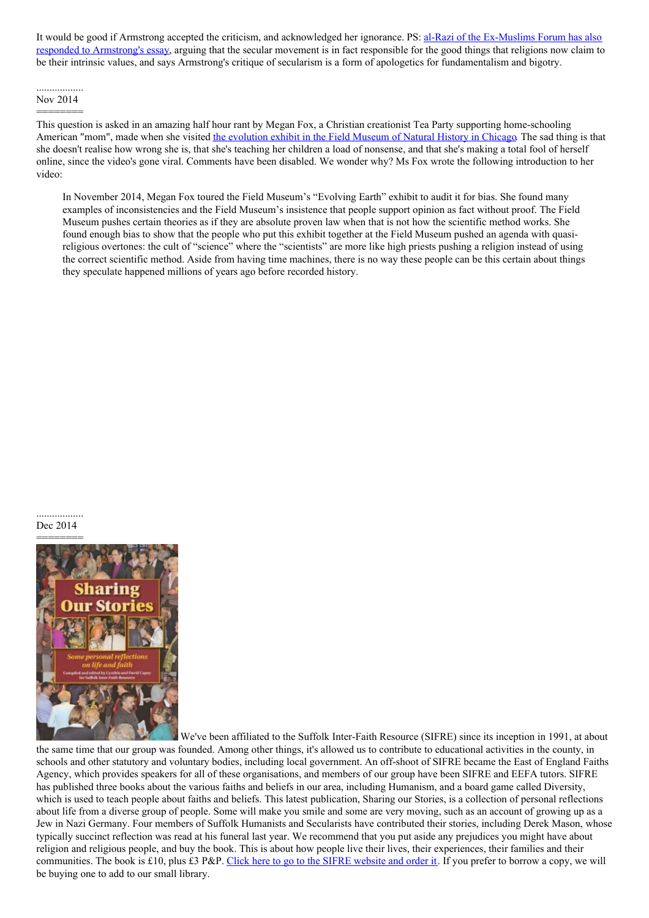It would be good if Armstrong accepted the criticism, and acknowledged her ignorance. PS: al-Razi of the Ex-Muslims Forum has also responded to Armstrong's essay, arguing that the secular movement is in fact responsible for the good things that religions now claim to be their intrinsic values, and says Armstrong's critique of secularism is a form of apologetics for fundamentalism and bigotry.

..................
Nov 2014
========

This question is asked in an amazing half hour rant by Megan Fox, a Christian creationist Tea Party supporting home-schooling American "mom", made when she visited the evolution exhibit in the Field Museum of Natural History in Chicago. The sad thing is that she doesn't realise how wrong she is, that she's teaching her children a load of nonsense, and that she's making a total fool of herself online, since the video's gone viral. Comments have been disabled. We wonder why? Ms Fox wrote the following introduction to her video:

> In November 2014, Megan Fox toured the Field Museum's "Evolving Earth" exhibit to audit it for bias. She found many examples of inconsistencies and the Field Museum's insistence that people support opinion as fact without proof. The Field Museum pushes certain theories as if they are absolute proven law when that is not how the scientific method works. She found enough bias to show that the people who put this exhibit together at the Field Museum pushed an agenda with quasi-religious overtones: the cult of "science" where the "scientists" are more like high priests pushing a religion instead of using the correct scientific method. Aside from having time machines, there is no way these people can be this certain about things they speculate happened millions of years ago before recorded history.

..................
Dec 2014
========

We've been affiliated to the Suffolk Inter-Faith Resource (SIFRE) since its inception in 1991, at about the same time that our group was founded. Among other things, it's allowed us to contribute to educational activities in the county, in schools and other statutory and voluntary bodies, including local government. An off-shoot of SIFRE became the East of England Faiths Agency, which provides speakers for all of these organisations, and members of our group have been SIFRE and EEFA tutors. SIFRE has published three books about the various faiths and beliefs in our area, including Humanism, and a board game called Diversity, which is used to teach people about faiths and beliefs. This latest publication, Sharing our Stories, is a collection of personal reflections about life from a diverse group of people. Some will make you smile and some are very moving, such as an account of growing up as a Jew in Nazi Germany. Four members of Suffolk Humanists and Secularists have contributed their stories, including Derek Mason, whose typically succinct reflection was read at his funeral last year. We recommend that you put aside any prejudices you might have about religion and religious people, and buy the book. This is about how people live their lives, their experiences, their families and their communities. The book is £10, plus £3 P&P. Click here to go to the SIFRE website and order it. If you prefer to borrow a copy, we will be buying one to add to our small library.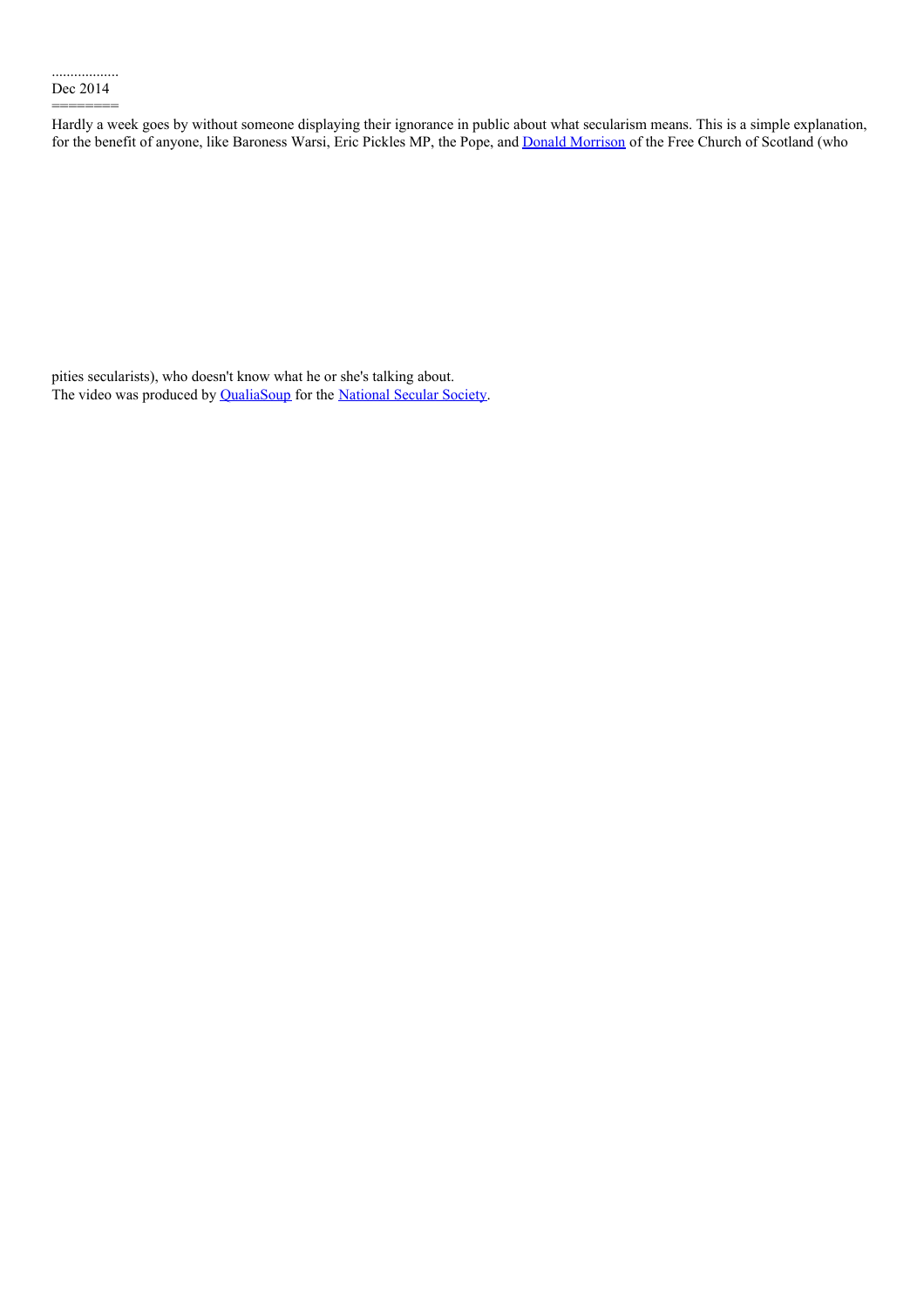..................
Dec 2014
========

Hardly a week goes by without someone displaying their ignorance in public about what secularism means. This is a simple explanation, for the benefit of anyone, like Baroness Warsi, Eric Pickles MP, the Pope, and Donald Morrison of the Free Church of Scotland (who pities secularists), who doesn't know what he or she's talking about.

The video was produced by QualiaSoup for the National Secular Society.